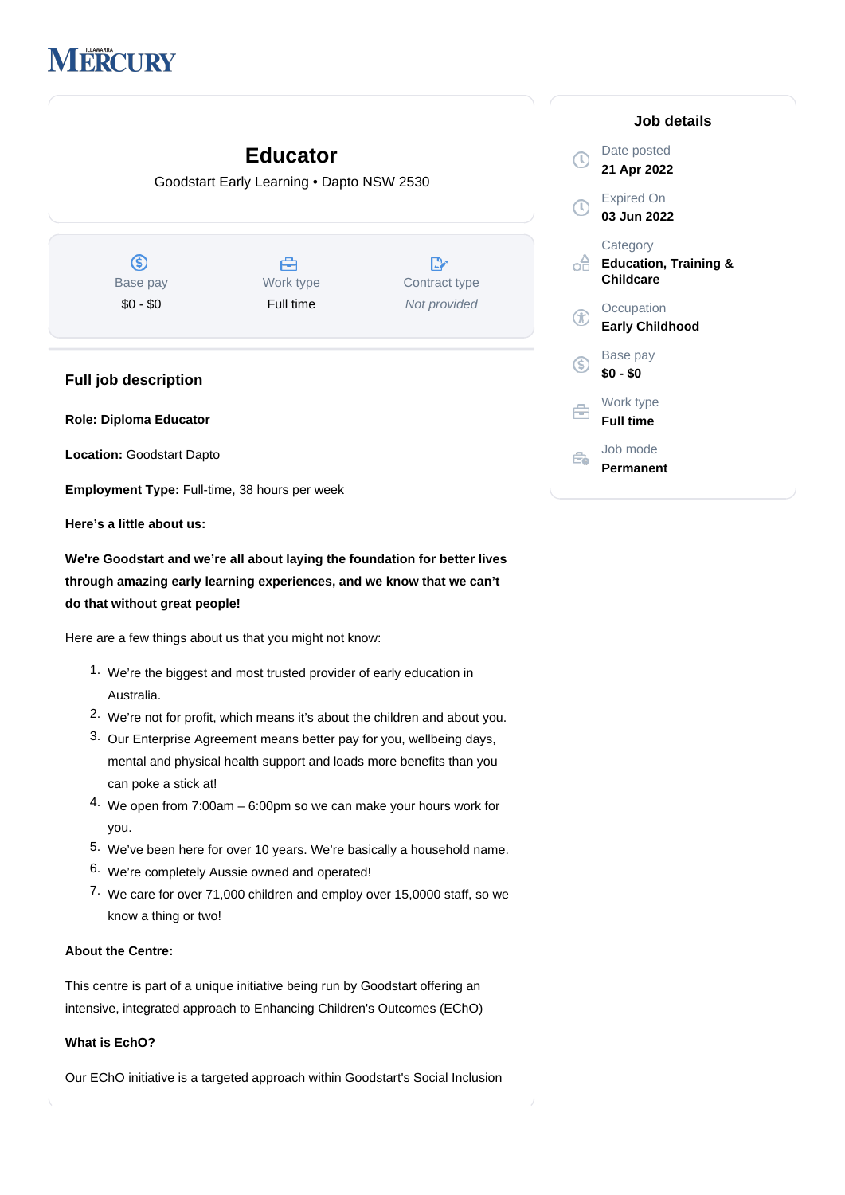ILLAWARRA MERCURY

# Educator

Goodstart Early Learning • Dapto NSW 2530

| Base pay | Work type | Contract type |
|---|---|---|
| $0 - $0 | Full time | *Not provided* |

## Job details

Date posted
**21 Apr 2022**

Expired On
**03 Jun 2022**

Category
**Education, Training & Childcare**

Occupation
**Early Childhood**

Base pay
**$0 - $0**

Work type
**Full time**

Job mode
**Permanent**

## Full job description

**Role: Diploma Educator**

**Location:** Goodstart Dapto

**Employment Type:** Full-time, 38 hours per week

**Here's a little about us:**

**We're Goodstart and we're all about laying the foundation for better lives through amazing early learning experiences, and we know that we can't do that without great people!**

Here are a few things about us that you might not know:

1. We're the biggest and most trusted provider of early education in Australia.
2. We're not for profit, which means it's about the children and about you.
3. Our Enterprise Agreement means better pay for you, wellbeing days, mental and physical health support and loads more benefits than you can poke a stick at!
4. We open from 7:00am – 6:00pm so we can make your hours work for you.
5. We've been here for over 10 years. We're basically a household name.
6. We're completely Aussie owned and operated!
7. We care for over 71,000 children and employ over 15,0000 staff, so we know a thing or two!

**About the Centre:**

This centre is part of a unique initiative being run by Goodstart offering an intensive, integrated approach to Enhancing Children's Outcomes (EChO)

**What is EchO?**

Our EChO initiative is a targeted approach within Goodstart's Social Inclusion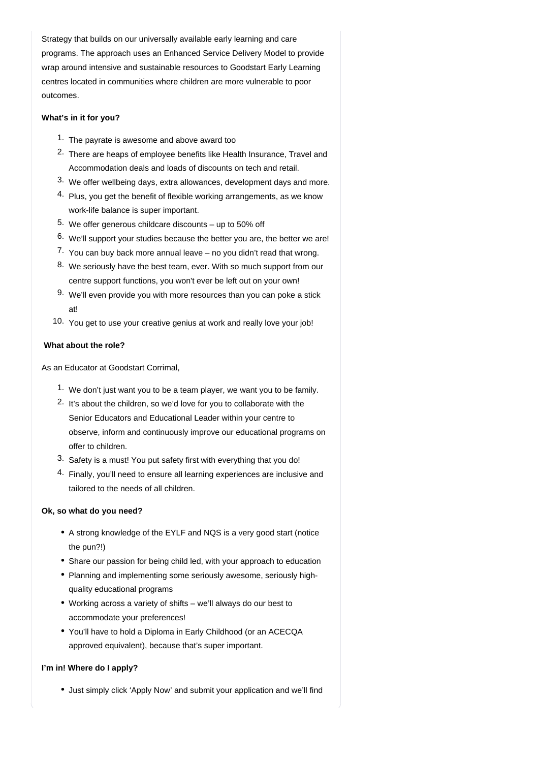Strategy that builds on our universally available early learning and care programs. The approach uses an Enhanced Service Delivery Model to provide wrap around intensive and sustainable resources to Goodstart Early Learning centres located in communities where children are more vulnerable to poor outcomes.

**What's in it for you?**

1. The payrate is awesome and above award too
2. There are heaps of employee benefits like Health Insurance, Travel and Accommodation deals and loads of discounts on tech and retail.
3. We offer wellbeing days, extra allowances, development days and more.
4. Plus, you get the benefit of flexible working arrangements, as we know work-life balance is super important.
5. We offer generous childcare discounts – up to 50% off
6. We'll support your studies because the better you are, the better we are!
7. You can buy back more annual leave – no you didn't read that wrong.
8. We seriously have the best team, ever. With so much support from our centre support functions, you won't ever be left out on your own!
9. We'll even provide you with more resources than you can poke a stick at!
10. You get to use your creative genius at work and really love your job!

**What about the role?**

As an Educator at Goodstart Corrimal,

1. We don't just want you to be a team player, we want you to be family.
2. It's about the children, so we'd love for you to collaborate with the Senior Educators and Educational Leader within your centre to observe, inform and continuously improve our educational programs on offer to children.
3. Safety is a must! You put safety first with everything that you do!
4. Finally, you'll need to ensure all learning experiences are inclusive and tailored to the needs of all children.

**Ok, so what do you need?**

- A strong knowledge of the EYLF and NQS is a very good start (notice the pun?!)
- Share our passion for being child led, with your approach to education
- Planning and implementing some seriously awesome, seriously high-quality educational programs
- Working across a variety of shifts – we'll always do our best to accommodate your preferences!
- You'll have to hold a Diploma in Early Childhood (or an ACECQA approved equivalent), because that's super important.

**I'm in! Where do I apply?**

- Just simply click 'Apply Now' and submit your application and we'll find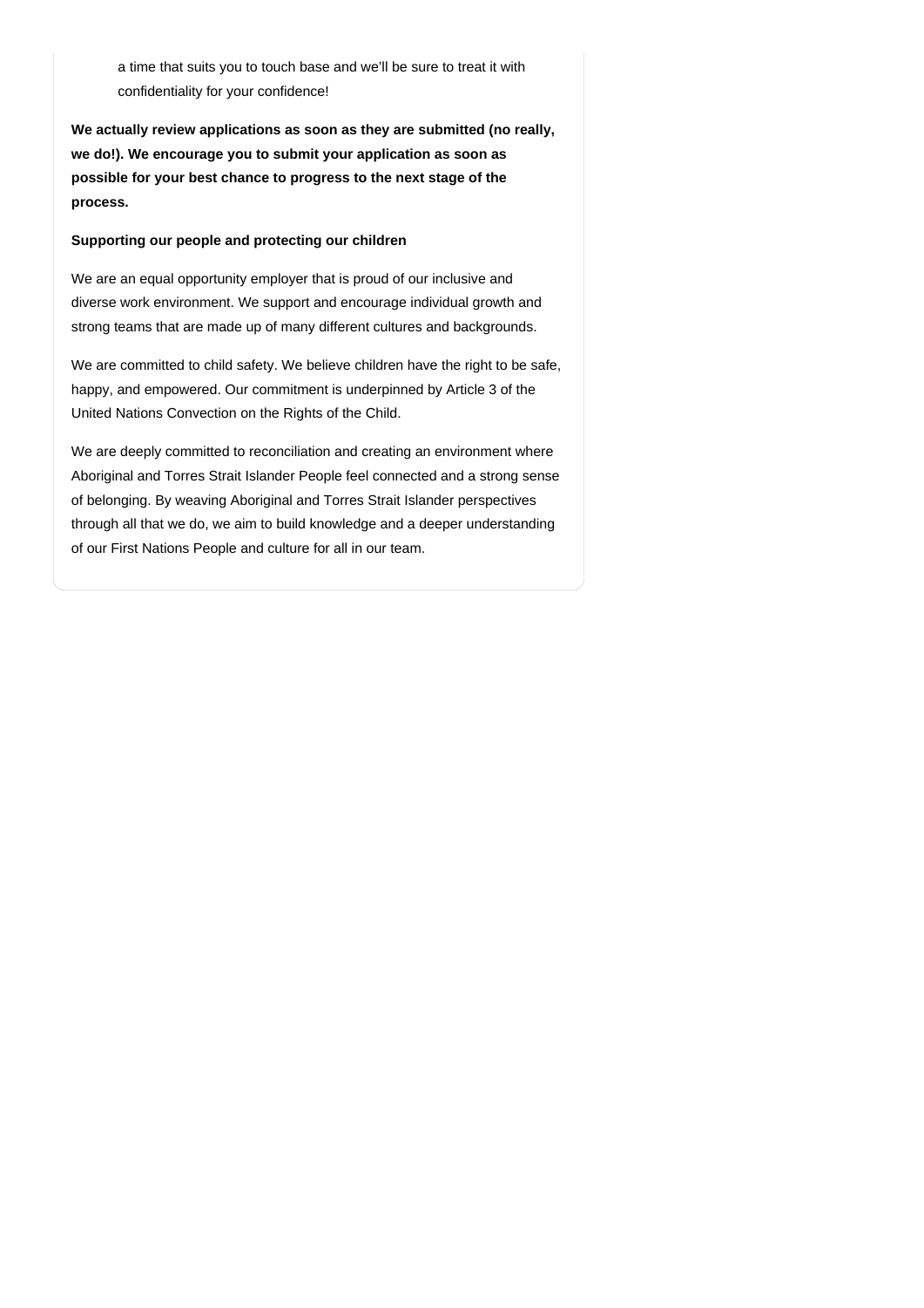a time that suits you to touch base and we'll be sure to treat it with confidentiality for your confidence!

**We actually review applications as soon as they are submitted (no really, we do!). We encourage you to submit your application as soon as possible for your best chance to progress to the next stage of the process.**

**Supporting our people and protecting our children**

We are an equal opportunity employer that is proud of our inclusive and diverse work environment. We support and encourage individual growth and strong teams that are made up of many different cultures and backgrounds.

We are committed to child safety. We believe children have the right to be safe, happy, and empowered. Our commitment is underpinned by Article 3 of the United Nations Convection on the Rights of the Child.

We are deeply committed to reconciliation and creating an environment where Aboriginal and Torres Strait Islander People feel connected and a strong sense of belonging. By weaving Aboriginal and Torres Strait Islander perspectives through all that we do, we aim to build knowledge and a deeper understanding of our First Nations People and culture for all in our team.